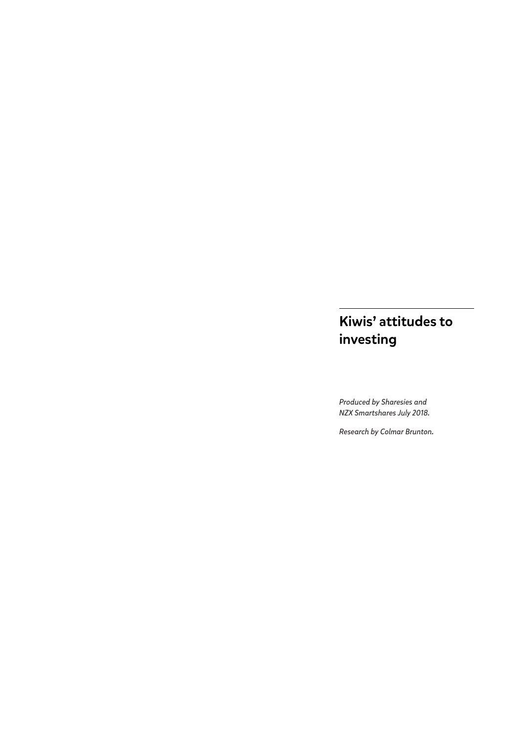# Kiwis' attitudes to investing

*Produced by Sharesies and NZX Smartshares July 2018.*

*Research by Colmar Brunton.*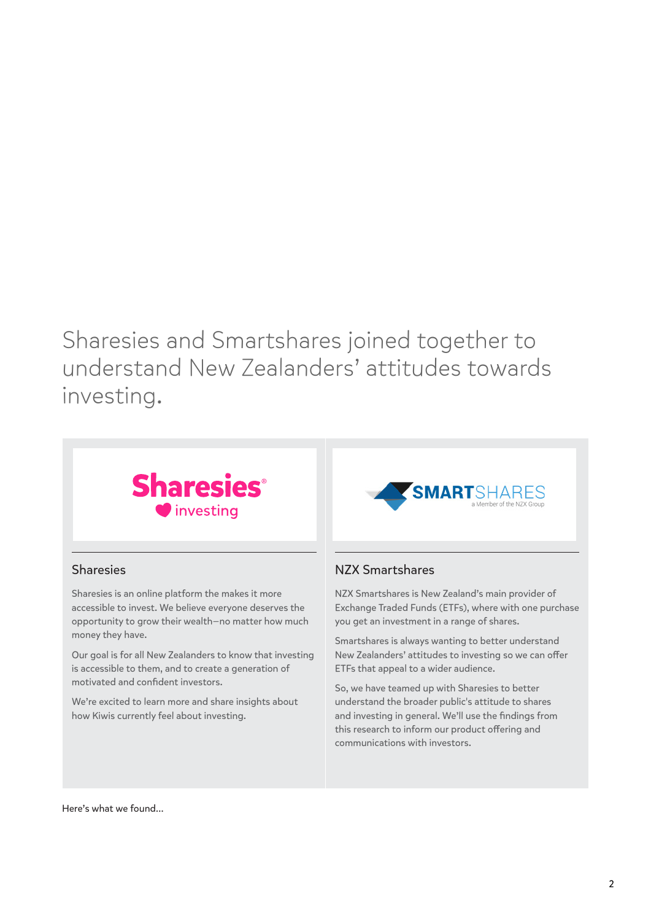# Sharesies and Smartshares joined together to understand New Zealanders' attitudes towards investing.

## Sharesies

Sharesies is an online platform the makes it more accessible to invest. We believe everyone deserves the opportunity to grow their wealth—no matter how much money they have.

Our goal is for all New Zealanders to know that investing is accessible to them, and to create a generation of motivated and confident investors.

We're excited to learn more and share insights about how Kiwis currently feel about investing.

## NZX Smartshares

NZX Smartshares is New Zealand's main provider of Exchange Traded Funds (ETFs), where with one purchase you get an investment in a range of shares.

Smartshares is always wanting to better understand New Zealanders' attitudes to investing so we can offer ETFs that appeal to a wider audience.

So, we have teamed up with Sharesies to better understand the broader public's attitude to shares and investing in general. We'll use the findings from this research to inform our product offering and communications with investors.

Here's what we found...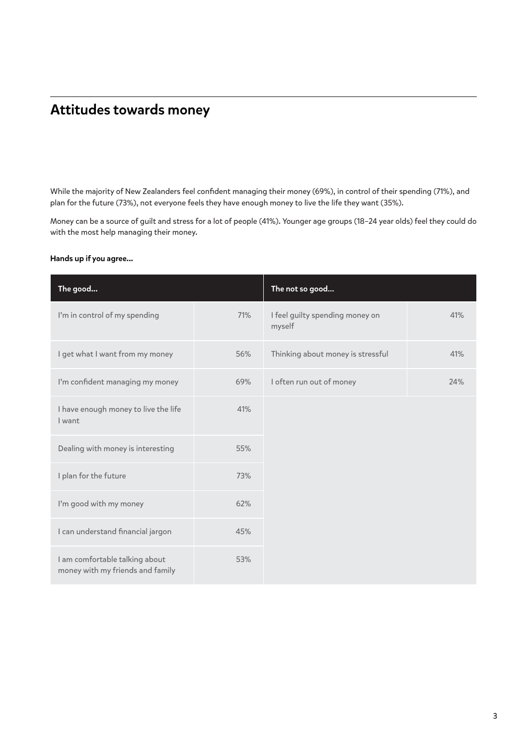## Attitudes towards money

While the majority of New Zealanders feel confident managing their money (69%), in control of their spending (71%), and plan for the future (73%), not everyone feels they have enough money to live the life they want (35%).

Money can be a source of guilt and stress for a lot of people (41%). Younger age groups (18–24 year olds) feel they could do with the most help managing their money.

**Hands up if you agree...**

| The good... | | The not so good... | |
|---|---|---|---|
| I'm in control of my spending | 71% | I feel guilty spending money on myself | 41% |
| I get what I want from my money | 56% | Thinking about money is stressful | 41% |
| I'm confident managing my money | 69% | I often run out of money | 24% |
| I have enough money to live the life I want | 41% | | |
| Dealing with money is interesting | 55% | | |
| I plan for the future | 73% | | |
| I'm good with my money | 62% | | |
| I can understand financial jargon | 45% | | |
| I am comfortable talking about money with my friends and family | 53% | | |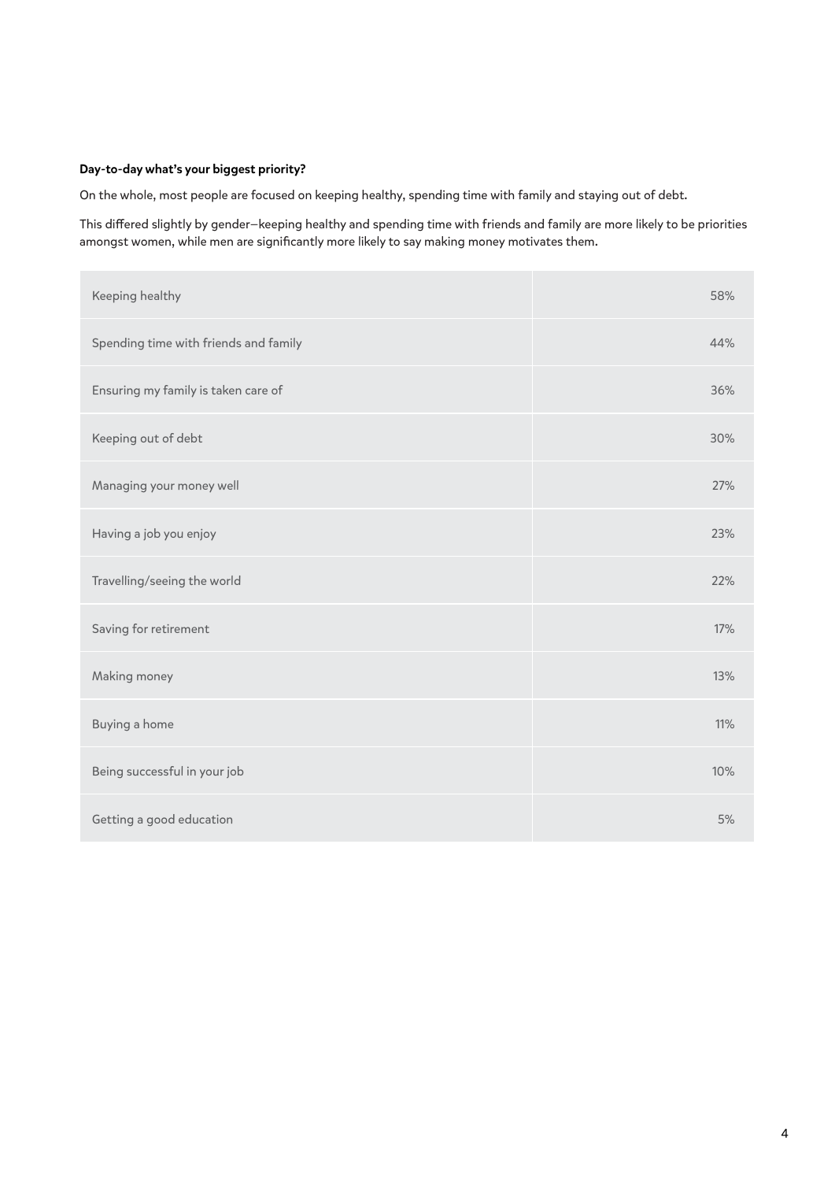**Day-to-day what's your biggest priority?**

On the whole, most people are focused on keeping healthy, spending time with family and staying out of debt.

This differed slightly by gender—keeping healthy and spending time with friends and family are more likely to be priorities amongst women, while men are significantly more likely to say making money motivates them.

| | |
|---|---|
| Keeping healthy | 58% |
| Spending time with friends and family | 44% |
| Ensuring my family is taken care of | 36% |
| Keeping out of debt | 30% |
| Managing your money well | 27% |
| Having a job you enjoy | 23% |
| Travelling/seeing the world | 22% |
| Saving for retirement | 17% |
| Making money | 13% |
| Buying a home | 11% |
| Being successful in your job | 10% |
| Getting a good education | 5% |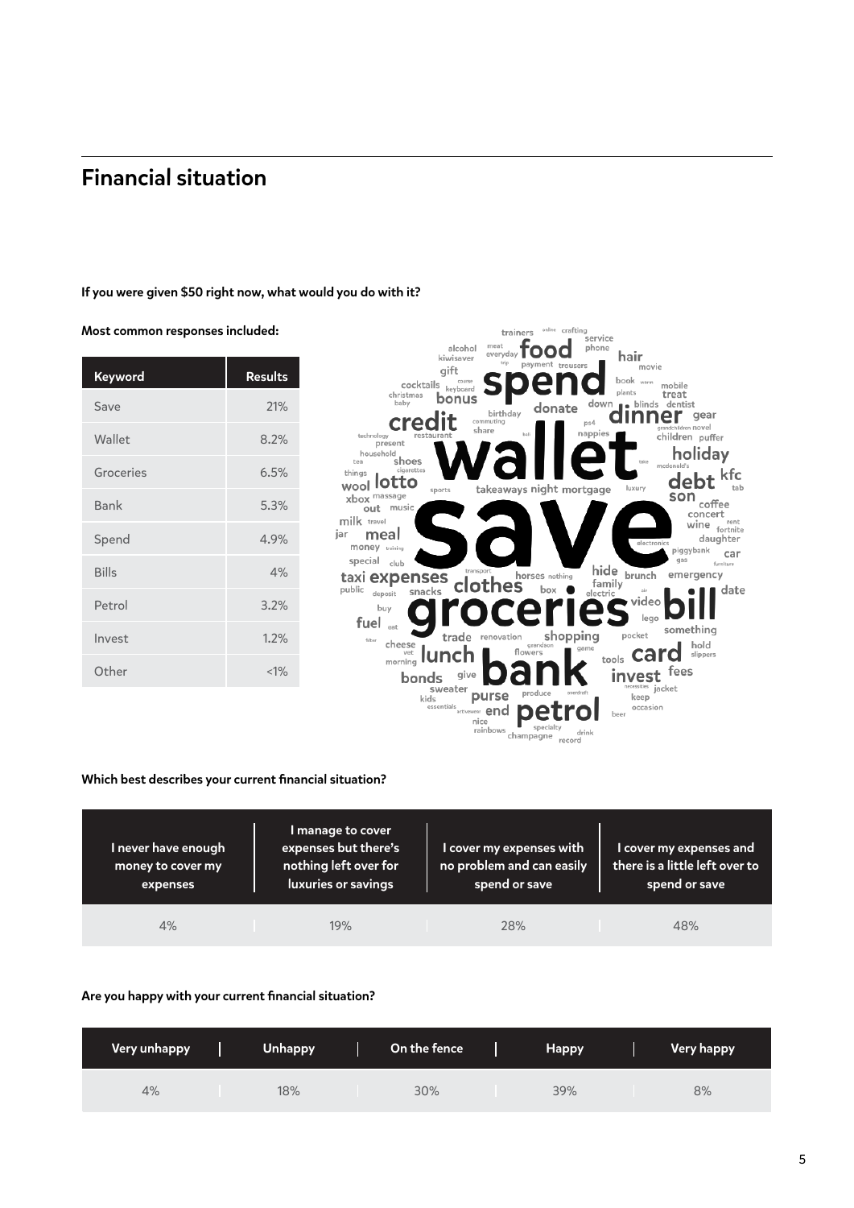## Financial situation

**If you were given $50 right now, what would you do with it?**

**Most common responses included:**

| Keyword | Results |
|---|---|
| Save | 21% |
| Wallet | 8.2% |
| Groceries | 6.5% |
| Bank | 5.3% |
| Spend | 4.9% |
| Bills | 4% |
| Petrol | 3.2% |
| Invest | 1.2% |
| Other | <1% |

**Which best describes your current financial situation?**

| I never have enough money to cover my expenses | I manage to cover expenses but there's nothing left over for luxuries or savings | I cover my expenses with no problem and can easily spend or save | I cover my expenses and there is a little left over to spend or save |
|---|---|---|---|
| 4% | 19% | 28% | 48% |

**Are you happy with your current financial situation?**

| Very unhappy | Unhappy | On the fence | Happy | Very happy |
|---|---|---|---|---|
| 4% | 18% | 30% | 39% | 8% |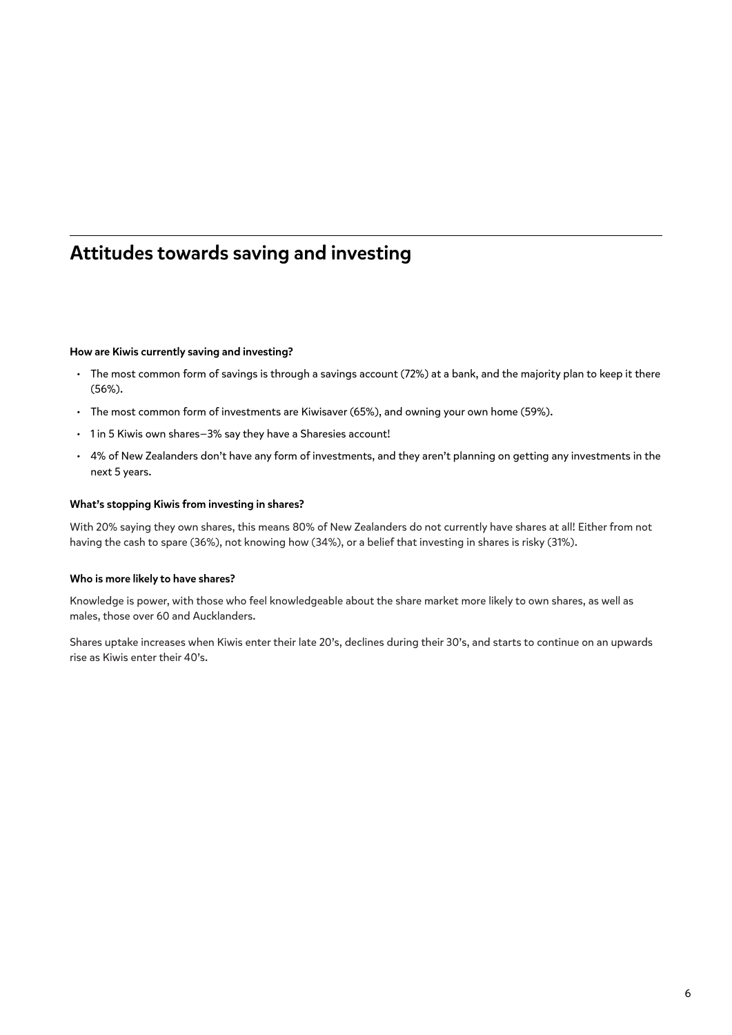## Attitudes towards saving and investing

**How are Kiwis currently saving and investing?**

- The most common form of savings is through a savings account (72%) at a bank, and the majority plan to keep it there (56%).
- The most common form of investments are Kiwisaver (65%), and owning your own home (59%).
- 1 in 5 Kiwis own shares—3% say they have a Sharesies account!
- 4% of New Zealanders don't have any form of investments, and they aren't planning on getting any investments in the next 5 years.

**What's stopping Kiwis from investing in shares?**

With 20% saying they own shares, this means 80% of New Zealanders do not currently have shares at all! Either from not having the cash to spare (36%), not knowing how (34%), or a belief that investing in shares is risky (31%).

**Who is more likely to have shares?**

Knowledge is power, with those who feel knowledgeable about the share market more likely to own shares, as well as males, those over 60 and Aucklanders.

Shares uptake increases when Kiwis enter their late 20's, declines during their 30's, and starts to continue on an upwards rise as Kiwis enter their 40's.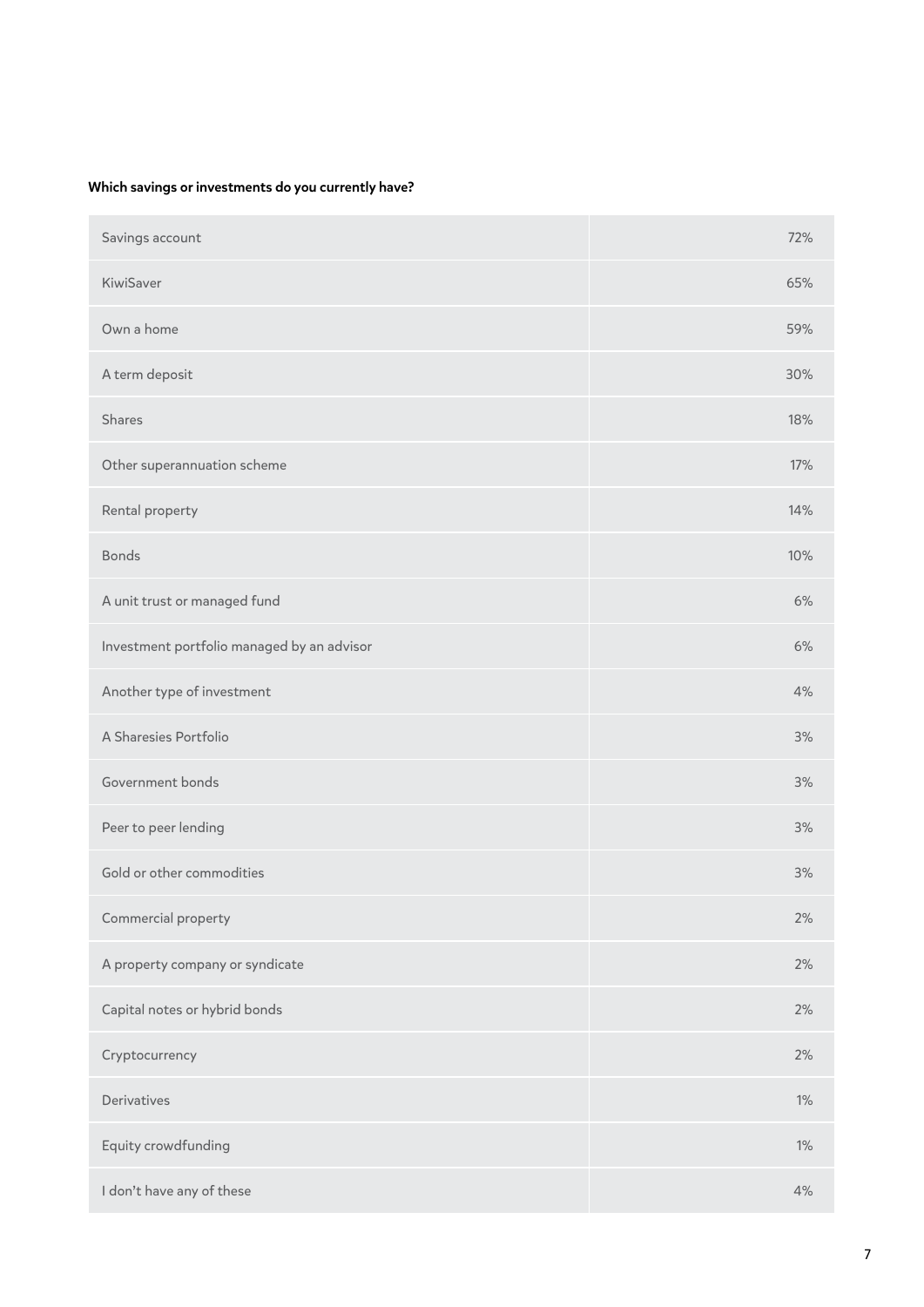**Which savings or investments do you currently have?**

| | |
|---|---|
| Savings account | 72% |
| KiwiSaver | 65% |
| Own a home | 59% |
| A term deposit | 30% |
| Shares | 18% |
| Other superannuation scheme | 17% |
| Rental property | 14% |
| Bonds | 10% |
| A unit trust or managed fund | 6% |
| Investment portfolio managed by an advisor | 6% |
| Another type of investment | 4% |
| A Sharesies Portfolio | 3% |
| Government bonds | 3% |
| Peer to peer lending | 3% |
| Gold or other commodities | 3% |
| Commercial property | 2% |
| A property company or syndicate | 2% |
| Capital notes or hybrid bonds | 2% |
| Cryptocurrency | 2% |
| Derivatives | 1% |
| Equity crowdfunding | 1% |
| I don't have any of these | 4% |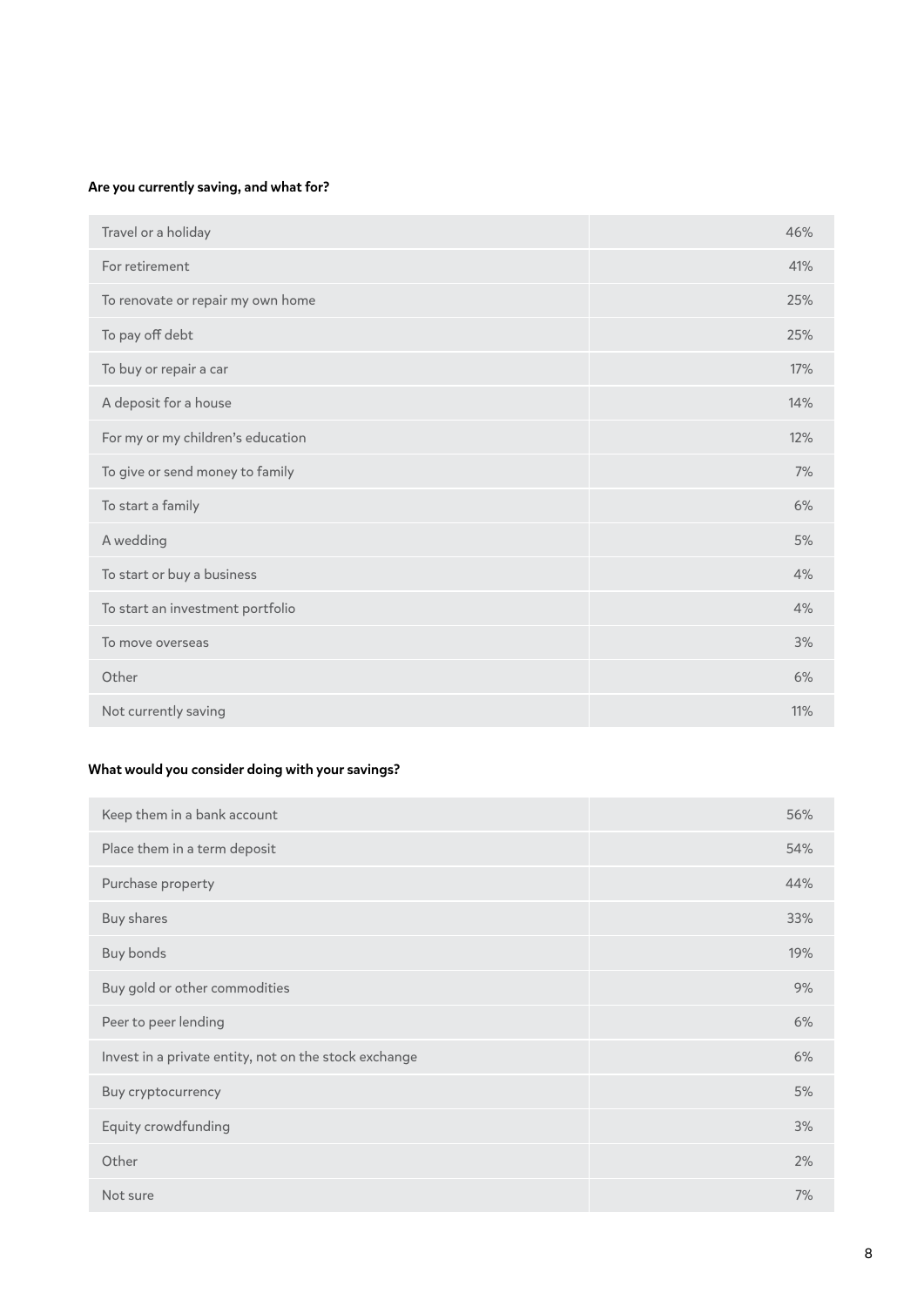**Are you currently saving, and what for?**

| | |
|---|---|
| Travel or a holiday | 46% |
| For retirement | 41% |
| To renovate or repair my own home | 25% |
| To pay off debt | 25% |
| To buy or repair a car | 17% |
| A deposit for a house | 14% |
| For my or my children's education | 12% |
| To give or send money to family | 7% |
| To start a family | 6% |
| A wedding | 5% |
| To start or buy a business | 4% |
| To start an investment portfolio | 4% |
| To move overseas | 3% |
| Other | 6% |
| Not currently saving | 11% |

**What would you consider doing with your savings?**

| | |
|---|---|
| Keep them in a bank account | 56% |
| Place them in a term deposit | 54% |
| Purchase property | 44% |
| Buy shares | 33% |
| Buy bonds | 19% |
| Buy gold or other commodities | 9% |
| Peer to peer lending | 6% |
| Invest in a private entity, not on the stock exchange | 6% |
| Buy cryptocurrency | 5% |
| Equity crowdfunding | 3% |
| Other | 2% |
| Not sure | 7% |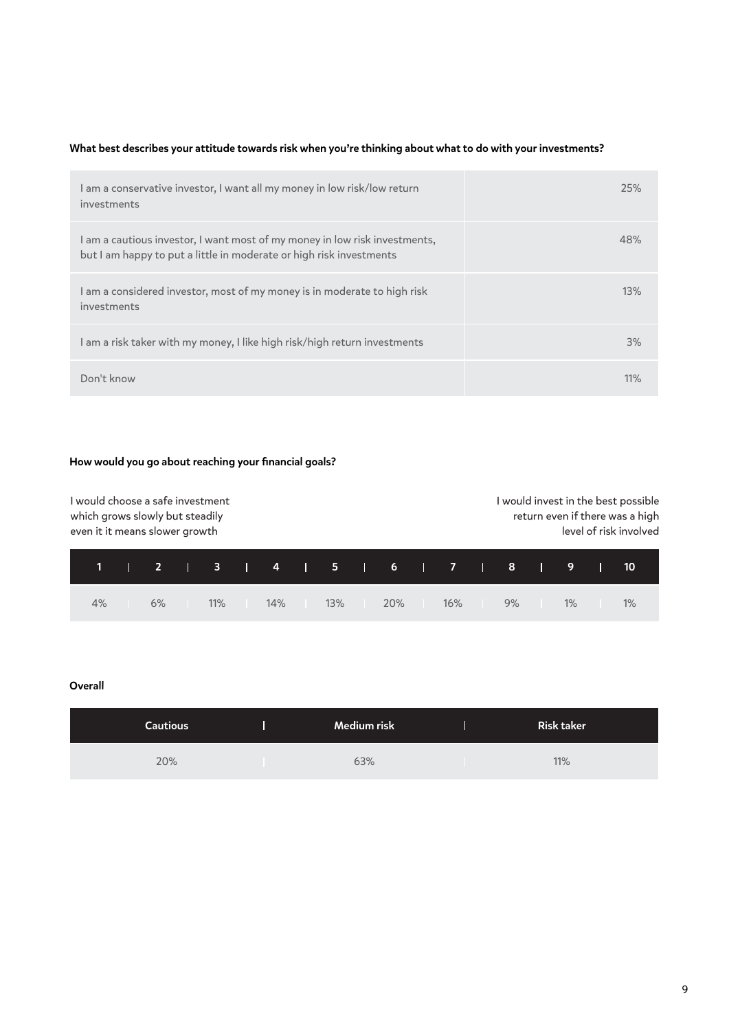**What best describes your attitude towards risk when you're thinking about what to do with your investments?**

| | |
|---|---|
| I am a conservative investor, I want all my money in low risk/low return investments | 25% |
| I am a cautious investor, I want most of my money in low risk investments, but I am happy to put a little in moderate or high risk investments | 48% |
| I am a considered investor, most of my money is in moderate to high risk investments | 13% |
| I am a risk taker with my money, I like high risk/high return investments | 3% |
| Don't know | 11% |

**How would you go about reaching your financial goals?**

I would choose a safe investment which grows slowly but steadily even it it means slower growth

I would invest in the best possible return even if there was a high level of risk involved

| 1 | 2 | 3 | 4 | 5 | 6 | 7 | 8 | 9 | 10 |
|---|---|---|---|---|---|---|---|---|---|
| 4% | 6% | 11% | 14% | 13% | 20% | 16% | 9% | 1% | 1% |

**Overall**

| Cautious | Medium risk | Risk taker |
|---|---|---|
| 20% | 63% | 11% |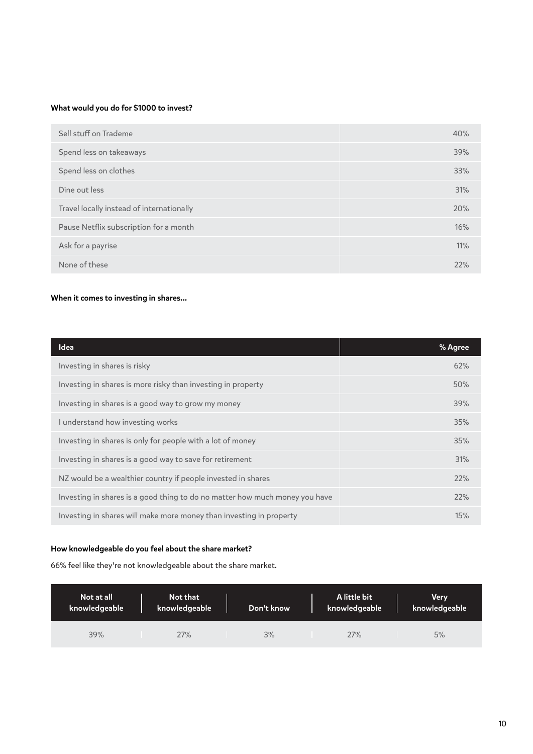**What would you do for $1000 to invest?**

| | |
|---|---|
| Sell stuff on Trademe | 40% |
| Spend less on takeaways | 39% |
| Spend less on clothes | 33% |
| Dine out less | 31% |
| Travel locally instead of internationally | 20% |
| Pause Netflix subscription for a month | 16% |
| Ask for a payrise | 11% |
| None of these | 22% |

**When it comes to investing in shares...**

| Idea | % Agree |
|---|---|
| Investing in shares is risky | 62% |
| Investing in shares is more risky than investing in property | 50% |
| Investing in shares is a good way to grow my money | 39% |
| I understand how investing works | 35% |
| Investing in shares is only for people with a lot of money | 35% |
| Investing in shares is a good way to save for retirement | 31% |
| NZ would be a wealthier country if people invested in shares | 22% |
| Investing in shares is a good thing to do no matter how much money you have | 22% |
| Investing in shares will make more money than investing in property | 15% |

**How knowledgeable do you feel about the share market?**

66% feel like they're not knowledgeable about the share market.

| Not at all knowledgeable | Not that knowledgeable | Don't know | A little bit knowledgeable | Very knowledgeable |
|---|---|---|---|---|
| 39% | 27% | 3% | 27% | 5% |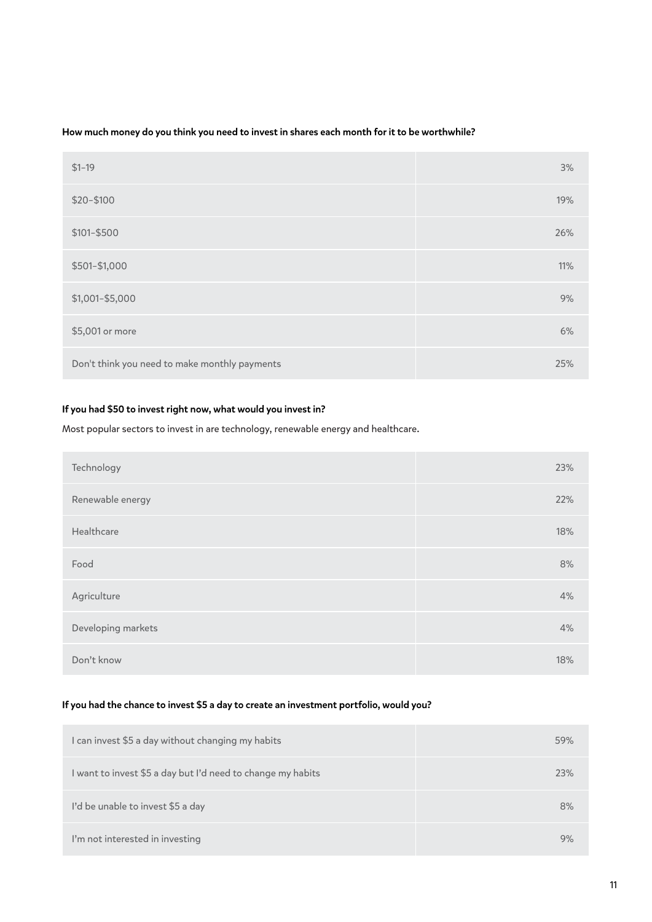**How much money do you think you need to invest in shares each month for it to be worthwhile?**

| | |
|---|---|
| $1–19 | 3% |
| $20–$100 | 19% |
| $101–$500 | 26% |
| $501–$1,000 | 11% |
| $1,001–$5,000 | 9% |
| $5,001 or more | 6% |
| Don't think you need to make monthly payments | 25% |

**If you had $50 to invest right now, what would you invest in?**

Most popular sectors to invest in are technology, renewable energy and healthcare.

| | |
|---|---|
| Technology | 23% |
| Renewable energy | 22% |
| Healthcare | 18% |
| Food | 8% |
| Agriculture | 4% |
| Developing markets | 4% |
| Don't know | 18% |

**If you had the chance to invest $5 a day to create an investment portfolio, would you?**

| | |
|---|---|
| I can invest $5 a day without changing my habits | 59% |
| I want to invest $5 a day but I'd need to change my habits | 23% |
| I'd be unable to invest $5 a day | 8% |
| I'm not interested in investing | 9% |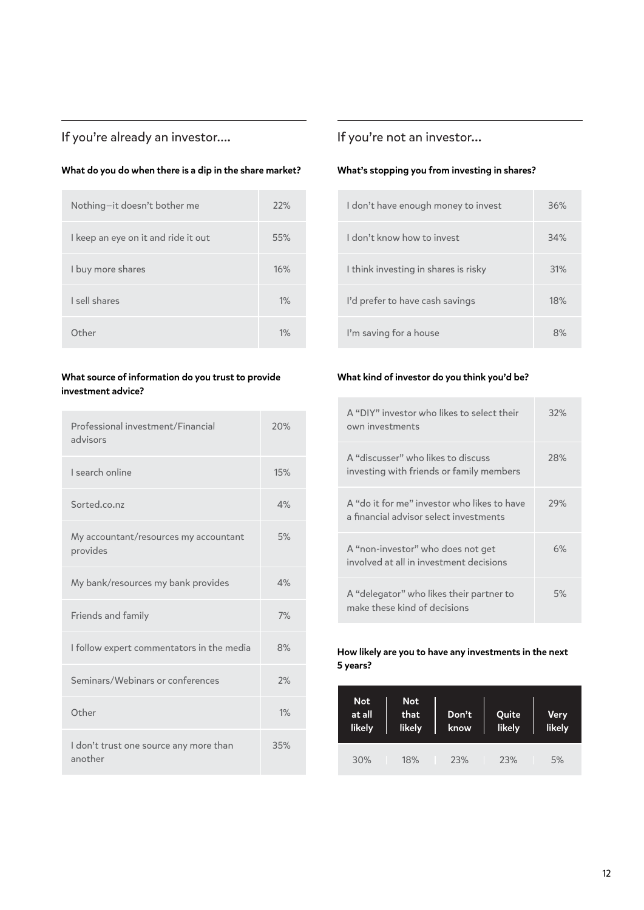## If you're already an investor....

**What do you do when there is a dip in the share market?**

| | |
|---|---|
| Nothing—it doesn't bother me | 22% |
| I keep an eye on it and ride it out | 55% |
| I buy more shares | 16% |
| I sell shares | 1% |
| Other | 1% |

**What source of information do you trust to provide investment advice?**

| | |
|---|---|
| Professional investment/Financial advisors | 20% |
| I search online | 15% |
| Sorted.co.nz | 4% |
| My accountant/resources my accountant provides | 5% |
| My bank/resources my bank provides | 4% |
| Friends and family | 7% |
| I follow expert commentators in the media | 8% |
| Seminars/Webinars or conferences | 2% |
| Other | 1% |
| I don't trust one source any more than another | 35% |

## If you're not an investor...

**What's stopping you from investing in shares?**

| | |
|---|---|
| I don't have enough money to invest | 36% |
| I don't know how to invest | 34% |
| I think investing in shares is risky | 31% |
| I'd prefer to have cash savings | 18% |
| I'm saving for a house | 8% |

**What kind of investor do you think you'd be?**

| | |
|---|---|
| A "DIY" investor who likes to select their own investments | 32% |
| A "discusser" who likes to discuss investing with friends or family members | 28% |
| A "do it for me" investor who likes to have a financial advisor select investments | 29% |
| A "non-investor" who does not get involved at all in investment decisions | 6% |
| A "delegator" who likes their partner to make these kind of decisions | 5% |

**How likely are you to have any investments in the next 5 years?**

| Not at all likely | Not that likely | Don't know | Quite likely | Very likely |
|---|---|---|---|---|
| 30% | 18% | 23% | 23% | 5% |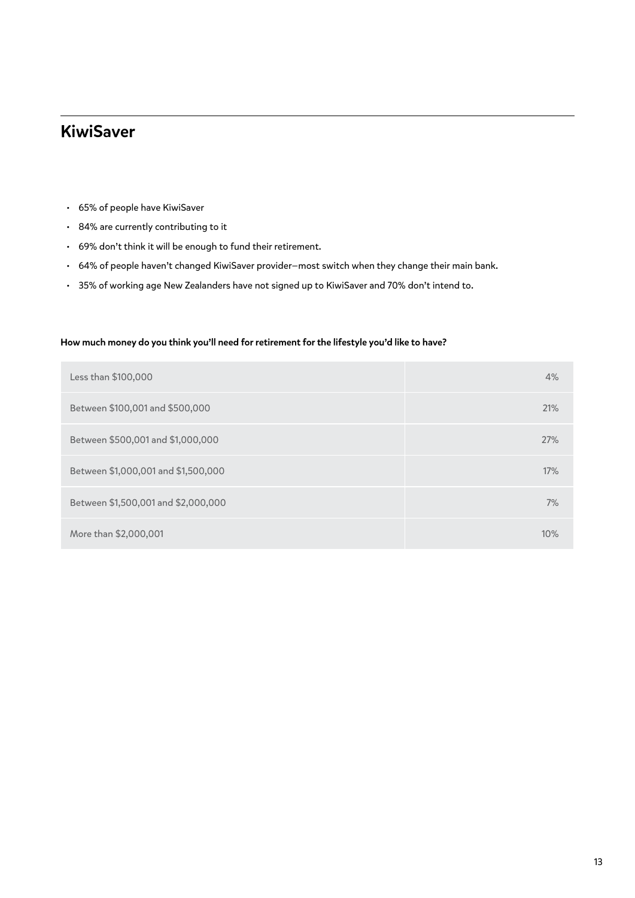## KiwiSaver

- 65% of people have KiwiSaver
- 84% are currently contributing to it
- 69% don't think it will be enough to fund their retirement.
- 64% of people haven't changed KiwiSaver provider—most switch when they change their main bank.
- 35% of working age New Zealanders have not signed up to KiwiSaver and 70% don't intend to.

**How much money do you think you'll need for retirement for the lifestyle you'd like to have?**

| | |
|---|---|
| Less than $100,000 | 4% |
| Between $100,001 and $500,000 | 21% |
| Between $500,001 and $1,000,000 | 27% |
| Between $1,000,001 and $1,500,000 | 17% |
| Between $1,500,001 and $2,000,000 | 7% |
| More than $2,000,001 | 10% |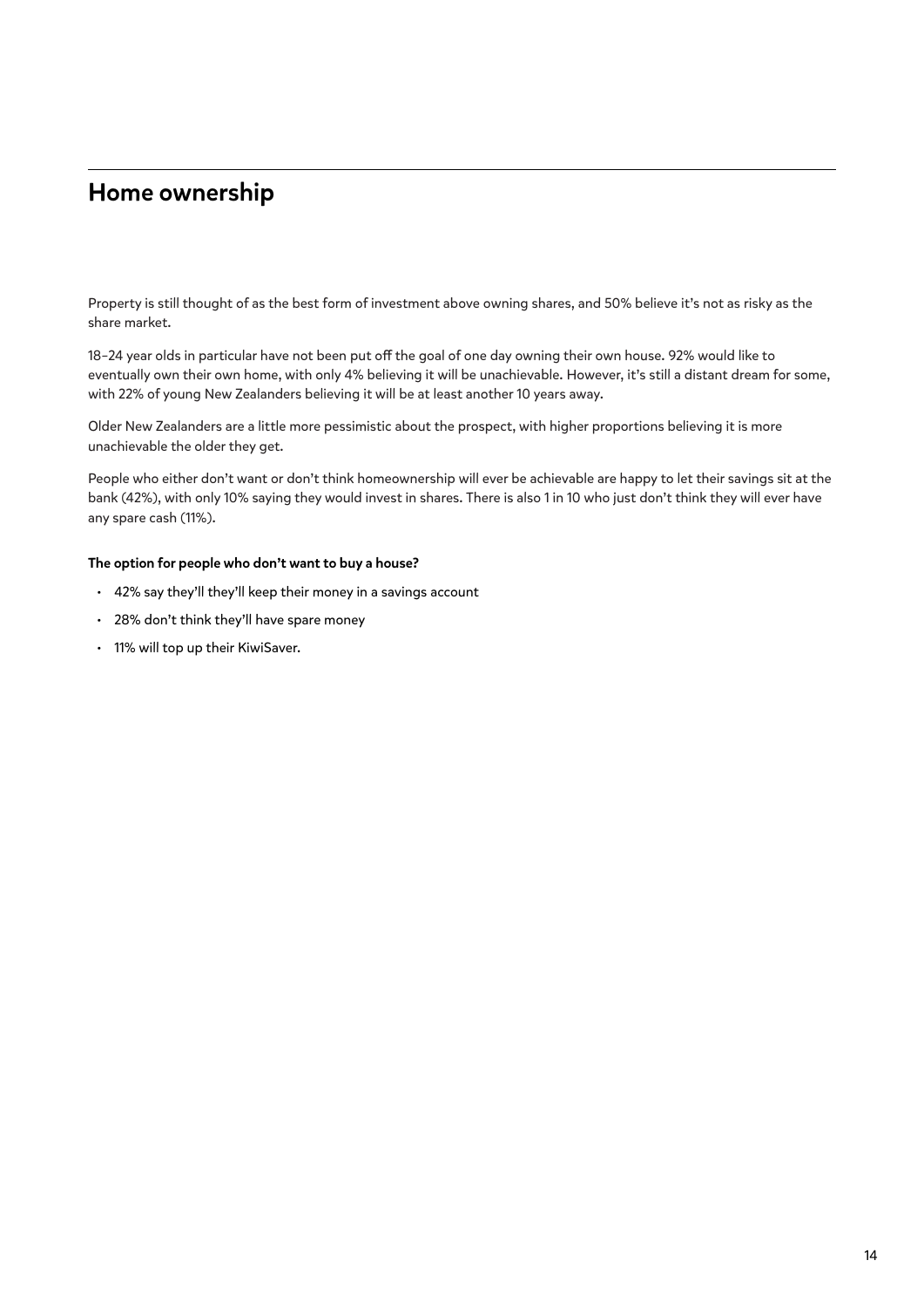## Home ownership

Property is still thought of as the best form of investment above owning shares, and 50% believe it's not as risky as the share market.

18–24 year olds in particular have not been put off the goal of one day owning their own house. 92% would like to eventually own their own home, with only 4% believing it will be unachievable. However, it's still a distant dream for some, with 22% of young New Zealanders believing it will be at least another 10 years away.

Older New Zealanders are a little more pessimistic about the prospect, with higher proportions believing it is more unachievable the older they get.

People who either don't want or don't think homeownership will ever be achievable are happy to let their savings sit at the bank (42%), with only 10% saying they would invest in shares. There is also 1 in 10 who just don't think they will ever have any spare cash (11%).

**The option for people who don't want to buy a house?**

- 42% say they'll they'll keep their money in a savings account
- 28% don't think they'll have spare money
- 11% will top up their KiwiSaver.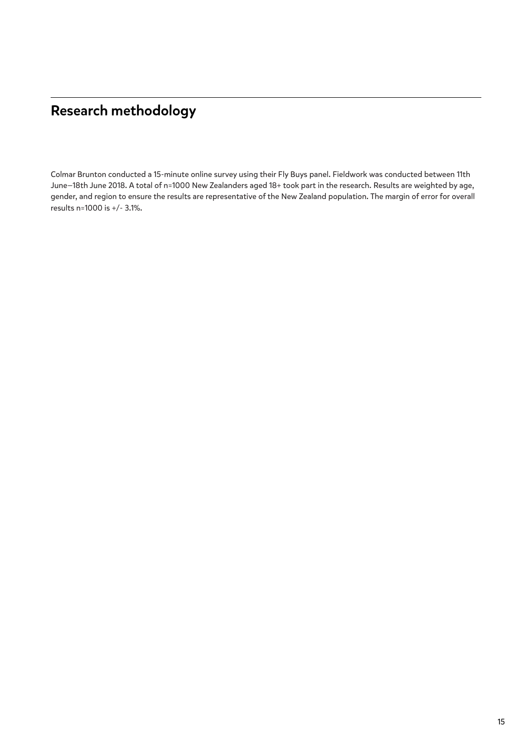## Research methodology

Colmar Brunton conducted a 15-minute online survey using their Fly Buys panel. Fieldwork was conducted between 11th June—18th June 2018. A total of n=1000 New Zealanders aged 18+ took part in the research. Results are weighted by age, gender, and region to ensure the results are representative of the New Zealand population. The margin of error for overall results n=1000 is +/- 3.1%.